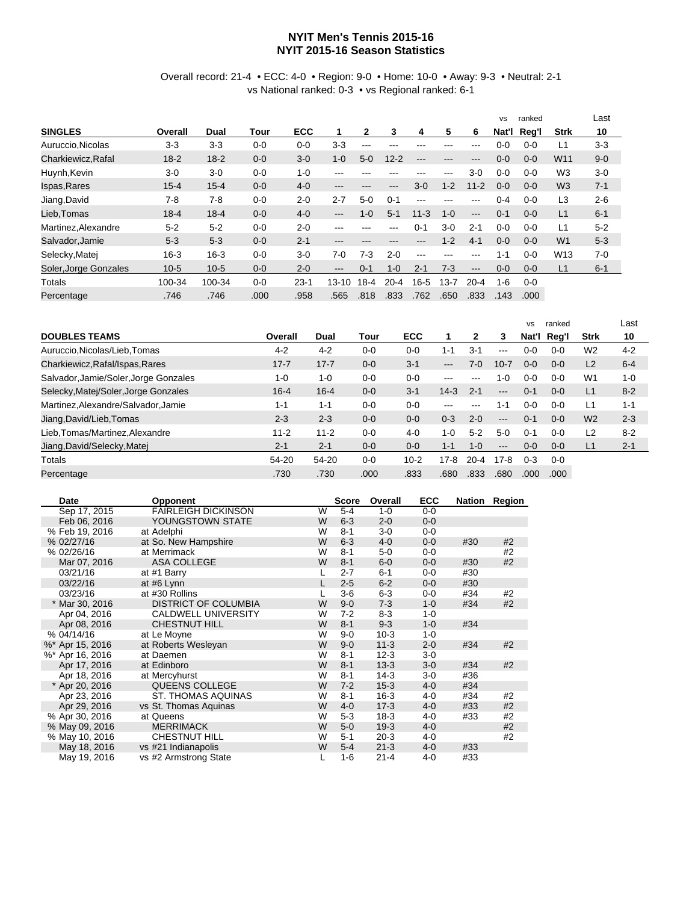# NYIT Men's Tennis 2015-16
# NYIT 2015-16 Season Statistics

Overall record: 21-4 • ECC: 4-0 • Region: 9-0 • Home: 10-0 • Away: 9-3 • Neutral: 2-1
vs National ranked: 0-3 • vs Regional ranked: 6-1

| SINGLES | Overall | Dual | Tour | ECC | 1 | 2 | 3 | 4 | 5 | 6 | vs Nat'l | ranked Reg'l | Strk | Last 10 |
|---|---|---|---|---|---|---|---|---|---|---|---|---|---|---|
| Auruccio,Nicolas | 3-3 | 3-3 | 0-0 | 0-0 | 3-3 | --- | --- | --- | --- | --- | 0-0 | 0-0 | L1 | 3-3 |
| Charkiewicz,Rafal | 18-2 | 18-2 | 0-0 | 3-0 | 1-0 | 5-0 | 12-2 | --- | --- | --- | 0-0 | 0-0 | W11 | 9-0 |
| Huynh,Kevin | 3-0 | 3-0 | 0-0 | 1-0 | --- | --- | --- | --- | --- | 3-0 | 0-0 | 0-0 | W3 | 3-0 |
| Ispas,Rares | 15-4 | 15-4 | 0-0 | 4-0 | --- | --- | --- | 3-0 | 1-2 | 11-2 | 0-0 | 0-0 | W3 | 7-1 |
| Jiang,David | 7-8 | 7-8 | 0-0 | 2-0 | 2-7 | 5-0 | 0-1 | --- | --- | --- | 0-4 | 0-0 | L3 | 2-6 |
| Lieb,Tomas | 18-4 | 18-4 | 0-0 | 4-0 | --- | 1-0 | 5-1 | 11-3 | 1-0 | --- | 0-1 | 0-0 | L1 | 6-1 |
| Martinez,Alexandre | 5-2 | 5-2 | 0-0 | 2-0 | --- | --- | --- | 0-1 | 3-0 | 2-1 | 0-0 | 0-0 | L1 | 5-2 |
| Salvador,Jamie | 5-3 | 5-3 | 0-0 | 2-1 | --- | --- | --- | --- | 1-2 | 4-1 | 0-0 | 0-0 | W1 | 5-3 |
| Selecky,Matej | 16-3 | 16-3 | 0-0 | 3-0 | 7-0 | 7-3 | 2-0 | --- | --- | --- | 1-1 | 0-0 | W13 | 7-0 |
| Soler,Jorge Gonzales | 10-5 | 10-5 | 0-0 | 2-0 | --- | 0-1 | 1-0 | 2-1 | 7-3 | --- | 0-0 | 0-0 | L1 | 6-1 |
| Totals | 100-34 | 100-34 | 0-0 | 23-1 | 13-10 | 18-4 | 20-4 | 16-5 | 13-7 | 20-4 | 1-6 | 0-0 | | |
| Percentage | .746 | .746 | .000 | .958 | .565 | .818 | .833 | .762 | .650 | .833 | .143 | .000 | | |

| DOUBLES TEAMS | Overall | Dual | Tour | ECC | 1 | 2 | 3 | vs Nat'l | ranked Reg'l | Strk | Last 10 |
|---|---|---|---|---|---|---|---|---|---|---|---|
| Auruccio,Nicolas/Lieb,Tomas | 4-2 | 4-2 | 0-0 | 0-0 | 1-1 | 3-1 | --- | 0-0 | 0-0 | W2 | 4-2 |
| Charkiewicz,Rafal/Ispas,Rares | 17-7 | 17-7 | 0-0 | 3-1 | --- | 7-0 | 10-7 | 0-0 | 0-0 | L2 | 6-4 |
| Salvador,Jamie/Soler,Jorge Gonzales | 1-0 | 1-0 | 0-0 | 0-0 | --- | --- | 1-0 | 0-0 | 0-0 | W1 | 1-0 |
| Selecky,Matej/Soler,Jorge Gonzales | 16-4 | 16-4 | 0-0 | 3-1 | 14-3 | 2-1 | --- | 0-1 | 0-0 | L1 | 8-2 |
| Martinez,Alexandre/Salvador,Jamie | 1-1 | 1-1 | 0-0 | 0-0 | --- | --- | 1-1 | 0-0 | 0-0 | L1 | 1-1 |
| Jiang,David/Lieb,Tomas | 2-3 | 2-3 | 0-0 | 0-0 | 0-3 | 2-0 | --- | 0-1 | 0-0 | W2 | 2-3 |
| Lieb,Tomas/Martinez,Alexandre | 11-2 | 11-2 | 0-0 | 4-0 | 1-0 | 5-2 | 5-0 | 0-1 | 0-0 | L2 | 8-2 |
| Jiang,David/Selecky,Matej | 2-1 | 2-1 | 0-0 | 0-0 | 1-1 | 1-0 | --- | 0-0 | 0-0 | L1 | 2-1 |
| Totals | 54-20 | 54-20 | 0-0 | 10-2 | 17-8 | 20-4 | 17-8 | 0-3 | 0-0 | | |
| Percentage | .730 | .730 | .000 | .833 | .680 | .833 | .680 | .000 | .000 | | |

| Date | Opponent | | Score | Overall | ECC | Nation | Region |
|---|---|---|---|---|---|---|---|
| Sep 17, 2015 | FAIRLEIGH DICKINSON | W | 5-4 | 1-0 | 0-0 | | |
| Feb 06, 2016 | YOUNGSTOWN STATE | W | 6-3 | 2-0 | 0-0 | | |
| % Feb 19, 2016 | at Adelphi | W | 8-1 | 3-0 | 0-0 | | |
| % 02/27/16 | at So. New Hampshire | W | 6-3 | 4-0 | 0-0 | #30 | #2 |
| % 02/26/16 | at Merrimack | W | 8-1 | 5-0 | 0-0 | | #2 |
| Mar 07, 2016 | ASA COLLEGE | W | 8-1 | 6-0 | 0-0 | #30 | #2 |
| 03/21/16 | at #1 Barry | L | 2-7 | 6-1 | 0-0 | #30 | |
| 03/22/16 | at #6 Lynn | L | 2-5 | 6-2 | 0-0 | #30 | |
| 03/23/16 | at #30 Rollins | L | 3-6 | 6-3 | 0-0 | #34 | #2 |
| * Mar 30, 2016 | DISTRICT OF COLUMBIA | W | 9-0 | 7-3 | 1-0 | #34 | #2 |
| Apr 04, 2016 | CALDWELL UNIVERSITY | W | 7-2 | 8-3 | 1-0 | | |
| Apr 08, 2016 | CHESTNUT HILL | W | 8-1 | 9-3 | 1-0 | #34 | |
| % 04/14/16 | at Le Moyne | W | 9-0 | 10-3 | 1-0 | | |
| %* Apr 15, 2016 | at Roberts Wesleyan | W | 9-0 | 11-3 | 2-0 | #34 | #2 |
| %* Apr 16, 2016 | at Daemen | W | 8-1 | 12-3 | 3-0 | | |
| Apr 17, 2016 | at Edinboro | W | 8-1 | 13-3 | 3-0 | #34 | #2 |
| Apr 18, 2016 | at Mercyhurst | W | 8-1 | 14-3 | 3-0 | #36 | |
| * Apr 20, 2016 | QUEENS COLLEGE | W | 7-2 | 15-3 | 4-0 | #34 | |
| Apr 23, 2016 | ST. THOMAS AQUINAS | W | 8-1 | 16-3 | 4-0 | #34 | #2 |
| Apr 29, 2016 | vs St. Thomas Aquinas | W | 4-0 | 17-3 | 4-0 | #33 | #2 |
| % Apr 30, 2016 | at Queens | W | 5-3 | 18-3 | 4-0 | #33 | #2 |
| % May 09, 2016 | MERRIMACK | W | 5-0 | 19-3 | 4-0 | | #2 |
| % May 10, 2016 | CHESTNUT HILL | W | 5-1 | 20-3 | 4-0 | | #2 |
| May 18, 2016 | vs #21 Indianapolis | W | 5-4 | 21-3 | 4-0 | #33 | |
| May 19, 2016 | vs #2 Armstrong State | L | 1-6 | 21-4 | 4-0 | #33 | |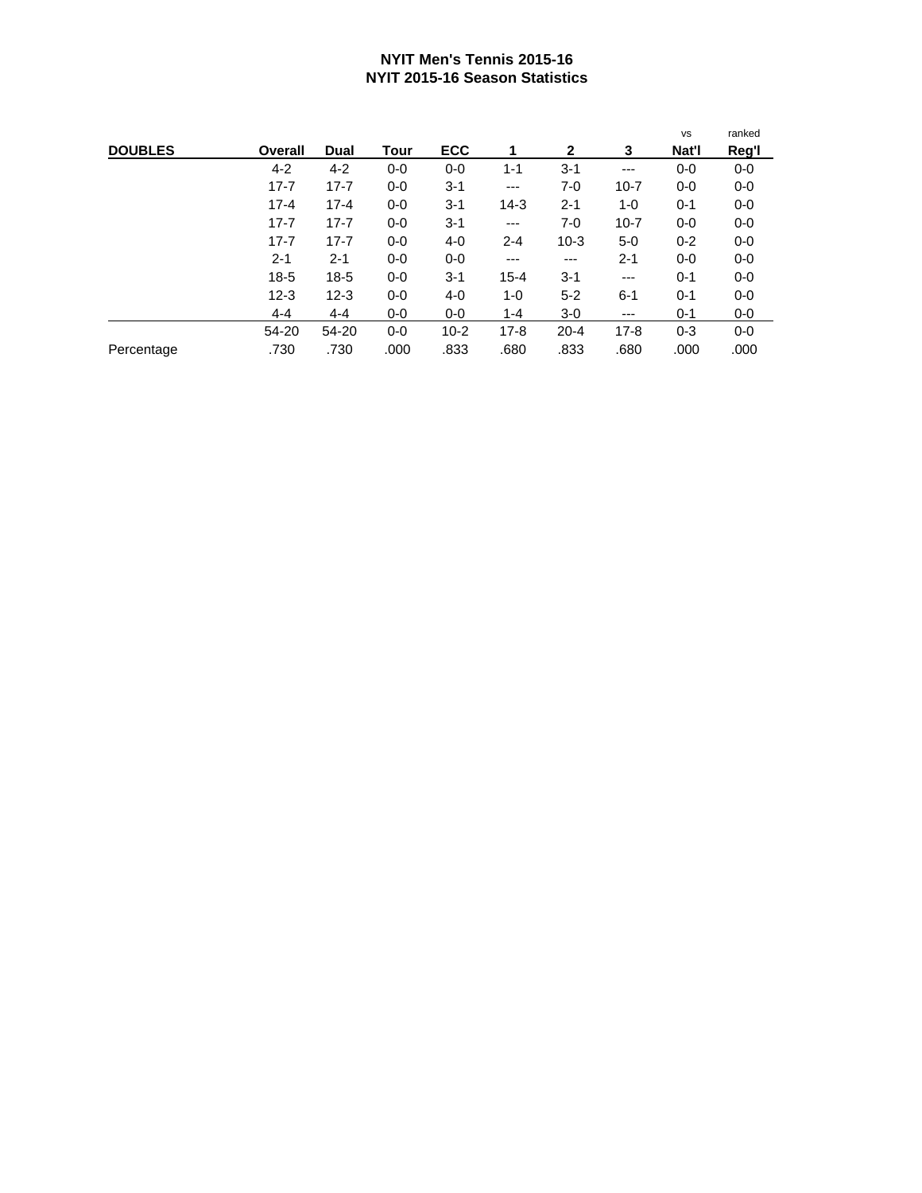**NYIT Men's Tennis 2015-16**
**NYIT 2015-16 Season Statistics**

| DOUBLES | Overall | Dual | Tour | ECC | 1 | 2 | 3 | vs Nat'l | ranked Reg'l |
|---|---|---|---|---|---|---|---|---|---|
| | 4-2 | 4-2 | 0-0 | 0-0 | 1-1 | 3-1 | --- | 0-0 | 0-0 |
| | 17-7 | 17-7 | 0-0 | 3-1 | --- | 7-0 | 10-7 | 0-0 | 0-0 |
| | 17-4 | 17-4 | 0-0 | 3-1 | 14-3 | 2-1 | 1-0 | 0-1 | 0-0 |
| | 17-7 | 17-7 | 0-0 | 3-1 | --- | 7-0 | 10-7 | 0-0 | 0-0 |
| | 17-7 | 17-7 | 0-0 | 4-0 | 2-4 | 10-3 | 5-0 | 0-2 | 0-0 |
| | 2-1 | 2-1 | 0-0 | 0-0 | --- | --- | 2-1 | 0-0 | 0-0 |
| | 18-5 | 18-5 | 0-0 | 3-1 | 15-4 | 3-1 | --- | 0-1 | 0-0 |
| | 12-3 | 12-3 | 0-0 | 4-0 | 1-0 | 5-2 | 6-1 | 0-1 | 0-0 |
| | 4-4 | 4-4 | 0-0 | 0-0 | 1-4 | 3-0 | --- | 0-1 | 0-0 |
| | 54-20 | 54-20 | 0-0 | 10-2 | 17-8 | 20-4 | 17-8 | 0-3 | 0-0 |
| Percentage | .730 | .730 | .000 | .833 | .680 | .833 | .680 | .000 | .000 |